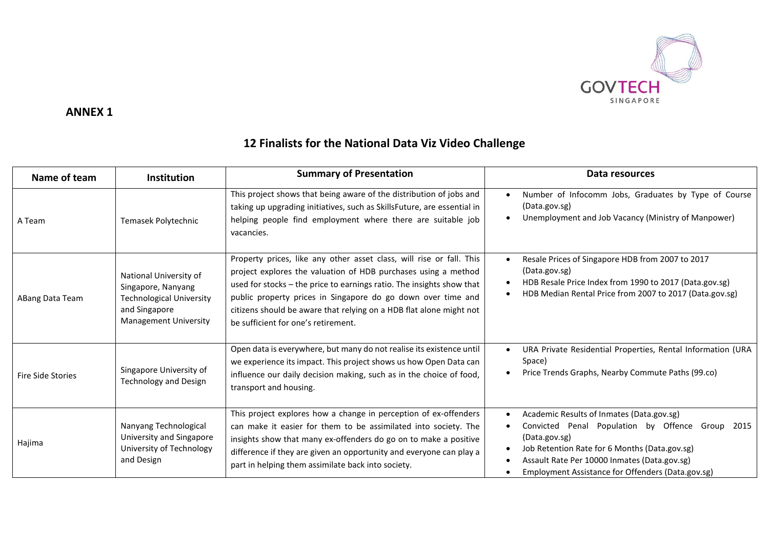**ANNEX 1**

## 12 Finalists for the National Data Viz Video Challenge

| Name of team | Institution | Summary of Presentation | Data resources |
|---|---|---|---|
| A Team | Temasek Polytechnic | This project shows that being aware of the distribution of jobs and taking up upgrading initiatives, such as SkillsFuture, are essential in helping people find employment where there are suitable job vacancies. | • Number of Infocomm Jobs, Graduates by Type of Course (Data.gov.sg)<br>• Unemployment and Job Vacancy (Ministry of Manpower) |
| ABang Data Team | National University of Singapore, Nanyang Technological University and Singapore Management University | Property prices, like any other asset class, will rise or fall. This project explores the valuation of HDB purchases using a method used for stocks – the price to earnings ratio. The insights show that public property prices in Singapore do go down over time and citizens should be aware that relying on a HDB flat alone might not be sufficient for one's retirement. | • Resale Prices of Singapore HDB from 2007 to 2017 (Data.gov.sg)<br>• HDB Resale Price Index from 1990 to 2017 (Data.gov.sg)<br>• HDB Median Rental Price from 2007 to 2017 (Data.gov.sg) |
| Fire Side Stories | Singapore University of Technology and Design | Open data is everywhere, but many do not realise its existence until we experience its impact. This project shows us how Open Data can influence our daily decision making, such as in the choice of food, transport and housing. | • URA Private Residential Properties, Rental Information (URA Space)<br>• Price Trends Graphs, Nearby Commute Paths (99.co) |
| Hajima | Nanyang Technological University and Singapore University of Technology and Design | This project explores how a change in perception of ex-offenders can make it easier for them to be assimilated into society. The insights show that many ex-offenders do go on to make a positive difference if they are given an opportunity and everyone can play a part in helping them assimilate back into society. | • Academic Results of Inmates (Data.gov.sg)<br>• Convicted Penal Population by Offence Group 2015 (Data.gov.sg)<br>• Job Retention Rate for 6 Months (Data.gov.sg)<br>• Assault Rate Per 10000 Inmates (Data.gov.sg)<br>• Employment Assistance for Offenders (Data.gov.sg) |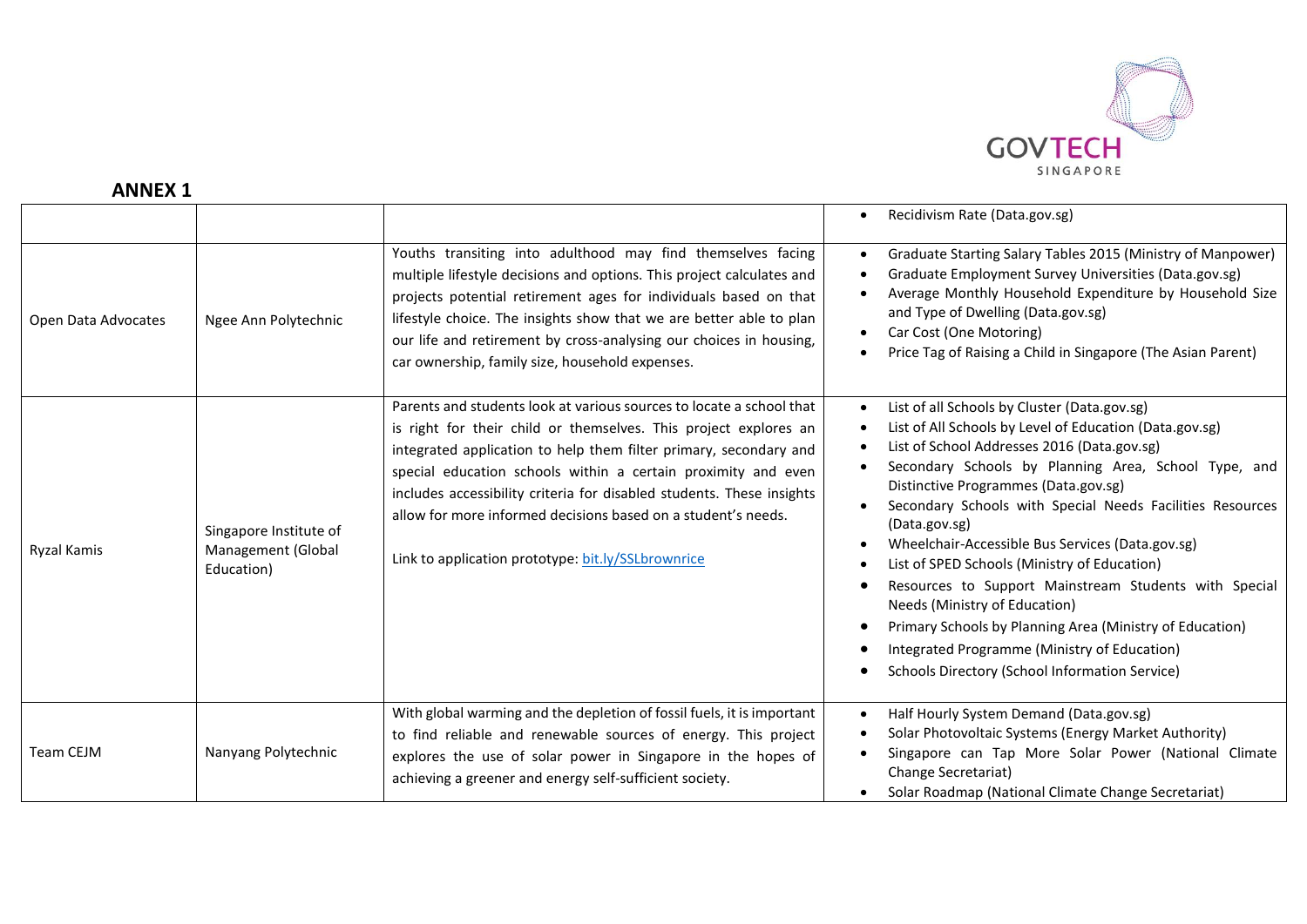## ANNEX 1

| | | | |
|---|---|---|---|
| | | | • Recidivism Rate (Data.gov.sg) |
| Open Data Advocates | Ngee Ann Polytechnic | Youths transiting into adulthood may find themselves facing multiple lifestyle decisions and options. This project calculates and projects potential retirement ages for individuals based on that lifestyle choice. The insights show that we are better able to plan our life and retirement by cross-analysing our choices in housing, car ownership, family size, household expenses. | • Graduate Starting Salary Tables 2015 (Ministry of Manpower)<br>• Graduate Employment Survey Universities (Data.gov.sg)<br>• Average Monthly Household Expenditure by Household Size and Type of Dwelling (Data.gov.sg)<br>• Car Cost (One Motoring)<br>• Price Tag of Raising a Child in Singapore (The Asian Parent) |
| Ryzal Kamis | Singapore Institute of Management (Global Education) | Parents and students look at various sources to locate a school that is right for their child or themselves. This project explores an integrated application to help them filter primary, secondary and special education schools within a certain proximity and even includes accessibility criteria for disabled students. These insights allow for more informed decisions based on a student's needs.<br><br>Link to application prototype: [bit.ly/SSLbrownrice](bit.ly/SSLbrownrice) | • List of all Schools by Cluster (Data.gov.sg)<br>• List of All Schools by Level of Education (Data.gov.sg)<br>• List of School Addresses 2016 (Data.gov.sg)<br>• Secondary Schools by Planning Area, School Type, and Distinctive Programmes (Data.gov.sg)<br>• Secondary Schools with Special Needs Facilities Resources (Data.gov.sg)<br>• Wheelchair-Accessible Bus Services (Data.gov.sg)<br>• List of SPED Schools (Ministry of Education)<br>• Resources to Support Mainstream Students with Special Needs (Ministry of Education)<br>• Primary Schools by Planning Area (Ministry of Education)<br>• Integrated Programme (Ministry of Education)<br>• Schools Directory (School Information Service) |
| Team CEJM | Nanyang Polytechnic | With global warming and the depletion of fossil fuels, it is important to find reliable and renewable sources of energy. This project explores the use of solar power in Singapore in the hopes of achieving a greener and energy self-sufficient society. | • Half Hourly System Demand (Data.gov.sg)<br>• Solar Photovoltaic Systems (Energy Market Authority)<br>• Singapore can Tap More Solar Power (National Climate Change Secretariat)<br>• Solar Roadmap (National Climate Change Secretariat) |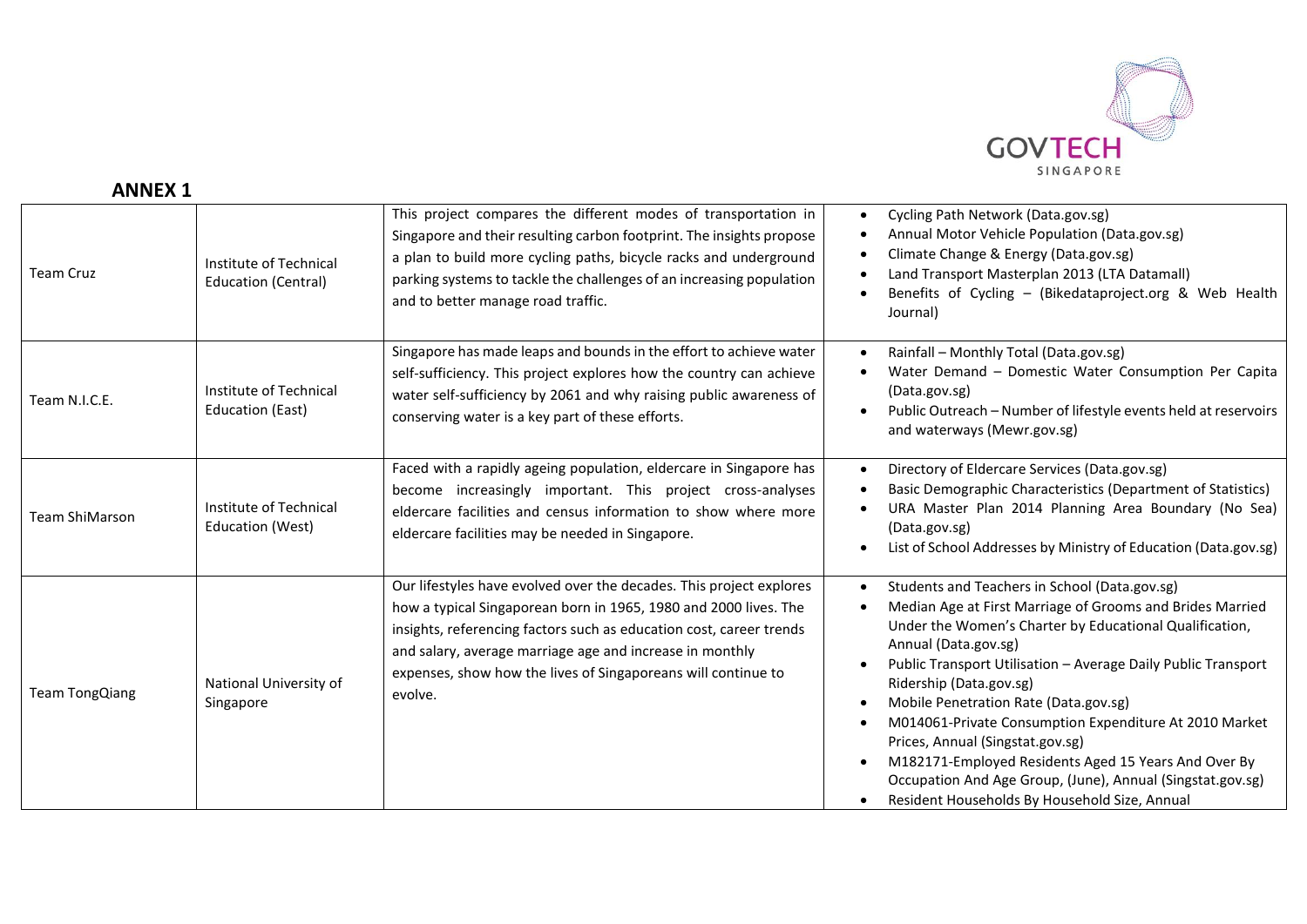## ANNEX 1

| | | | |
|---|---|---|---|
| Team Cruz | Institute of Technical Education (Central) | This project compares the different modes of transportation in Singapore and their resulting carbon footprint. The insights propose a plan to build more cycling paths, bicycle racks and underground parking systems to tackle the challenges of an increasing population and to better manage road traffic. | • Cycling Path Network (Data.gov.sg)<br>• Annual Motor Vehicle Population (Data.gov.sg)<br>• Climate Change & Energy (Data.gov.sg)<br>• Land Transport Masterplan 2013 (LTA Datamall)<br>• Benefits of Cycling – (Bikedataproject.org & Web Health Journal) |
| Team N.I.C.E. | Institute of Technical Education (East) | Singapore has made leaps and bounds in the effort to achieve water self-sufficiency. This project explores how the country can achieve water self-sufficiency by 2061 and why raising public awareness of conserving water is a key part of these efforts. | • Rainfall – Monthly Total (Data.gov.sg)<br>• Water Demand – Domestic Water Consumption Per Capita (Data.gov.sg)<br>• Public Outreach – Number of lifestyle events held at reservoirs and waterways (Mewr.gov.sg) |
| Team ShiMarson | Institute of Technical Education (West) | Faced with a rapidly ageing population, eldercare in Singapore has become increasingly important. This project cross-analyses eldercare facilities and census information to show where more eldercare facilities may be needed in Singapore. | • Directory of Eldercare Services (Data.gov.sg)<br>• Basic Demographic Characteristics (Department of Statistics)<br>• URA Master Plan 2014 Planning Area Boundary (No Sea) (Data.gov.sg)<br>• List of School Addresses by Ministry of Education (Data.gov.sg) |
| Team TongQiang | National University of Singapore | Our lifestyles have evolved over the decades. This project explores how a typical Singaporean born in 1965, 1980 and 2000 lives. The insights, referencing factors such as education cost, career trends and salary, average marriage age and increase in monthly expenses, show how the lives of Singaporeans will continue to evolve. | • Students and Teachers in School (Data.gov.sg)<br>• Median Age at First Marriage of Grooms and Brides Married Under the Women's Charter by Educational Qualification, Annual (Data.gov.sg)<br>• Public Transport Utilisation – Average Daily Public Transport Ridership (Data.gov.sg)<br>• Mobile Penetration Rate (Data.gov.sg)<br>• M014061-Private Consumption Expenditure At 2010 Market Prices, Annual (Singstat.gov.sg)<br>• M182171-Employed Residents Aged 15 Years And Over By Occupation And Age Group, (June), Annual (Singstat.gov.sg)<br>• Resident Households By Household Size, Annual |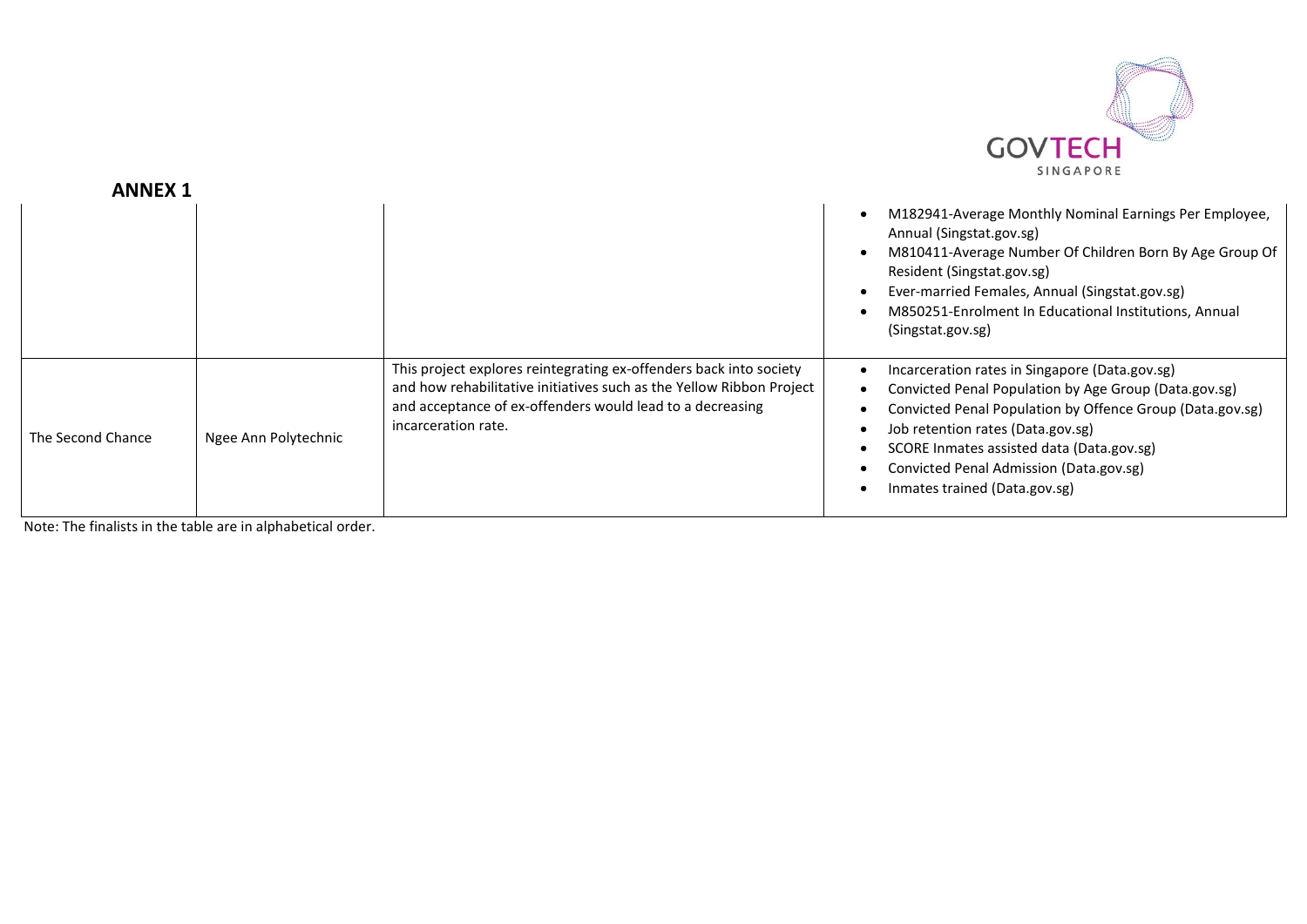## ANNEX 1

| | | | |
|---|---|---|---|
| | | | <ul><li>M182941-Average Monthly Nominal Earnings Per Employee, Annual (Singstat.gov.sg)</li><li>M810411-Average Number Of Children Born By Age Group Of Resident (Singstat.gov.sg)</li><li>Ever-married Females, Annual (Singstat.gov.sg)</li><li>M850251-Enrolment In Educational Institutions, Annual (Singstat.gov.sg)</li></ul> |
| The Second Chance | Ngee Ann Polytechnic | This project explores reintegrating ex-offenders back into society and how rehabilitative initiatives such as the Yellow Ribbon Project and acceptance of ex-offenders would lead to a decreasing incarceration rate. | <ul><li>Incarceration rates in Singapore (Data.gov.sg)</li><li>Convicted Penal Population by Age Group (Data.gov.sg)</li><li>Convicted Penal Population by Offence Group (Data.gov.sg)</li><li>Job retention rates (Data.gov.sg)</li><li>SCORE Inmates assisted data (Data.gov.sg)</li><li>Convicted Penal Admission (Data.gov.sg)</li><li>Inmates trained (Data.gov.sg)</li></ul> |

Note: The finalists in the table are in alphabetical order.